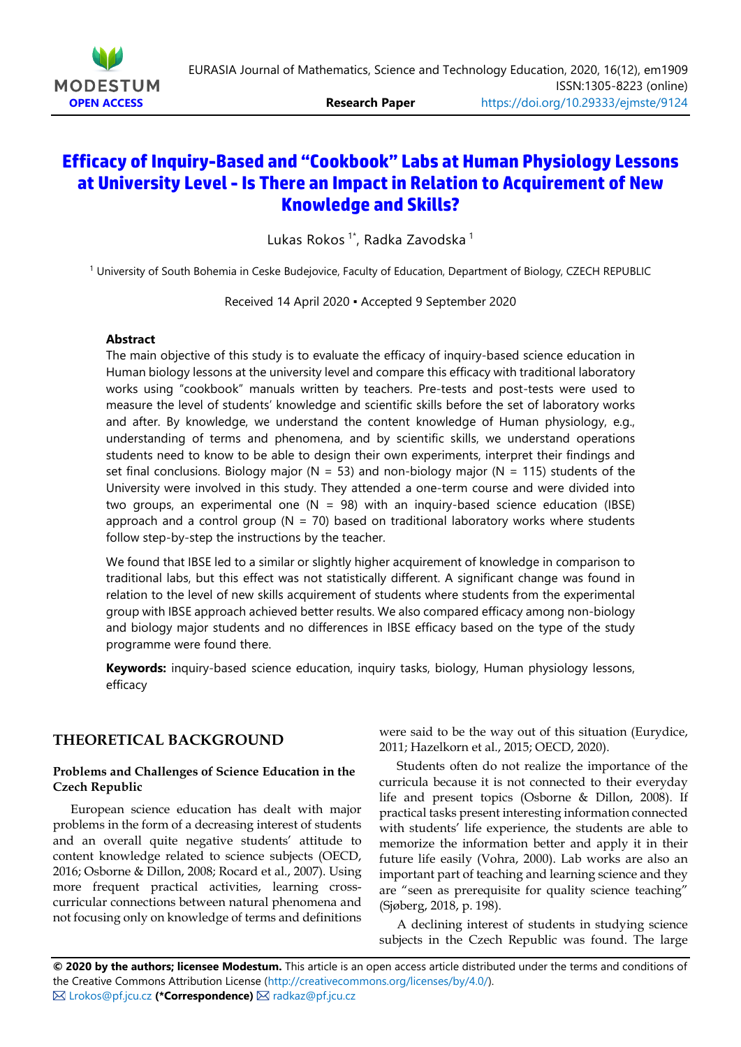# Efficacy of Inquiry-Based and "Cookbook" Labs at Human Physiology Lessons at University Level - Is There an Impact in Relation to Acquirement of New Knowledge and Skills?

Lukas Rokos [1*], Radka Zavodska [1]

[1] University of South Bohemia in Ceske Budejovice, Faculty of Education, Department of Biology, CZECH REPUBLIC

Received 14 April 2020 ▪ Accepted 9 September 2020

### Abstract

The main objective of this study is to evaluate the efficacy of inquiry-based science education in Human biology lessons at the university level and compare this efficacy with traditional laboratory works using "cookbook" manuals written by teachers. Pre-tests and post-tests were used to measure the level of students' knowledge and scientific skills before the set of laboratory works and after. By knowledge, we understand the content knowledge of Human physiology, e.g., understanding of terms and phenomena, and by scientific skills, we understand operations students need to know to be able to design their own experiments, interpret their findings and set final conclusions. Biology major (N = 53) and non-biology major (N = 115) students of the University were involved in this study. They attended a one-term course and were divided into two groups, an experimental one (N = 98) with an inquiry-based science education (IBSE) approach and a control group (N = 70) based on traditional laboratory works where students follow step-by-step the instructions by the teacher.

We found that IBSE led to a similar or slightly higher acquirement of knowledge in comparison to traditional labs, but this effect was not statistically different. A significant change was found in relation to the level of new skills acquirement of students where students from the experimental group with IBSE approach achieved better results. We also compared efficacy among non-biology and biology major students and no differences in IBSE efficacy based on the type of the study programme were found there.

**Keywords:** inquiry-based science education, inquiry tasks, biology, Human physiology lessons, efficacy

## THEORETICAL BACKGROUND

### Problems and Challenges of Science Education in the Czech Republic

European science education has dealt with major problems in the form of a decreasing interest of students and an overall quite negative students' attitude to content knowledge related to science subjects (OECD, 2016; Osborne & Dillon, 2008; Rocard et al., 2007). Using more frequent practical activities, learning cross-curricular connections between natural phenomena and not focusing only on knowledge of terms and definitions were said to be the way out of this situation (Eurydice, 2011; Hazelkorn et al., 2015; OECD, 2020).

Students often do not realize the importance of the curricula because it is not connected to their everyday life and present topics (Osborne & Dillon, 2008). If practical tasks present interesting information connected with students' life experience, the students are able to memorize the information better and apply it in their future life easily (Vohra, 2000). Lab works are also an important part of teaching and learning science and they are "seen as prerequisite for quality science teaching" (Sjøberg, 2018, p. 198).

A declining interest of students in studying science subjects in the Czech Republic was found. The large

**© 2020 by the authors; licensee Modestum.** This article is an open access article distributed under the terms and conditions of the Creative Commons Attribution License (http://creativecommons.org/licenses/by/4.0/).
Lrokos@pf.jcu.cz **(*Correspondence)** radkaz@pf.jcu.cz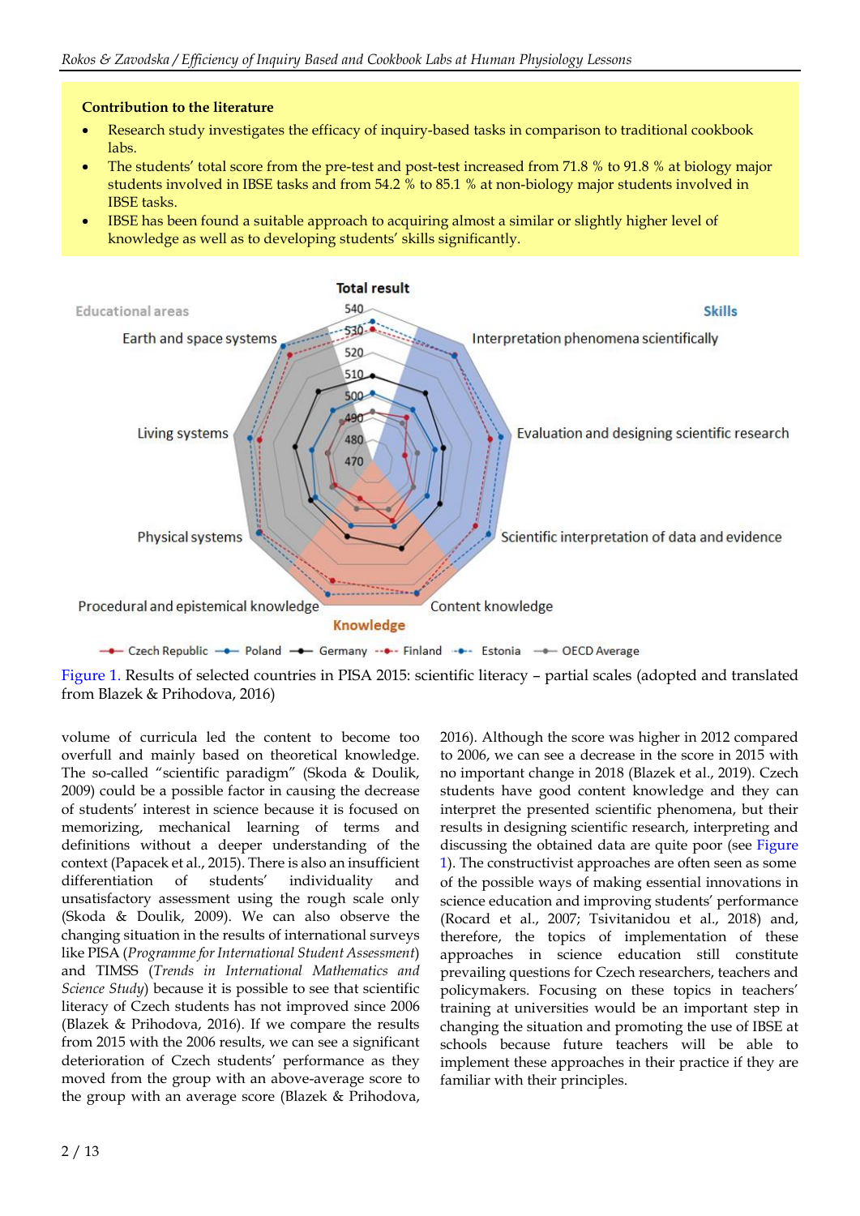**Contribution to the literature**

- Research study investigates the efficacy of inquiry-based tasks in comparison to traditional cookbook labs.
- The students' total score from the pre-test and post-test increased from 71.8 % to 91.8 % at biology major students involved in IBSE tasks and from 54.2 % to 85.1 % at non-biology major students involved in IBSE tasks.
- IBSE has been found a suitable approach to acquiring almost a similar or slightly higher level of knowledge as well as to developing students' skills significantly.

Figure 1. Results of selected countries in PISA 2015: scientific literacy – partial scales (adopted and translated from Blazek & Prihodova, 2016)

volume of curricula led the content to become too overfull and mainly based on theoretical knowledge. The so-called "scientific paradigm" (Skoda & Doulik, 2009) could be a possible factor in causing the decrease of students' interest in science because it is focused on memorizing, mechanical learning of terms and definitions without a deeper understanding of the context (Papacek et al., 2015). There is also an insufficient differentiation of students' individuality and unsatisfactory assessment using the rough scale only (Skoda & Doulik, 2009). We can also observe the changing situation in the results of international surveys like PISA (*Programme for International Student Assessment*) and TIMSS (*Trends in International Mathematics and Science Study*) because it is possible to see that scientific literacy of Czech students has not improved since 2006 (Blazek & Prihodova, 2016). If we compare the results from 2015 with the 2006 results, we can see a significant deterioration of Czech students' performance as they moved from the group with an above-average score to the group with an average score (Blazek & Prihodova, 2016). Although the score was higher in 2012 compared to 2006, we can see a decrease in the score in 2015 with no important change in 2018 (Blazek et al., 2019). Czech students have good content knowledge and they can interpret the presented scientific phenomena, but their results in designing scientific research, interpreting and discussing the obtained data are quite poor (see Figure 1). The constructivist approaches are often seen as some of the possible ways of making essential innovations in science education and improving students' performance (Rocard et al., 2007; Tsivitanidou et al., 2018) and, therefore, the topics of implementation of these approaches in science education still constitute prevailing questions for Czech researchers, teachers and policymakers. Focusing on these topics in teachers' training at universities would be an important step in changing the situation and promoting the use of IBSE at schools because future teachers will be able to implement these approaches in their practice if they are familiar with their principles.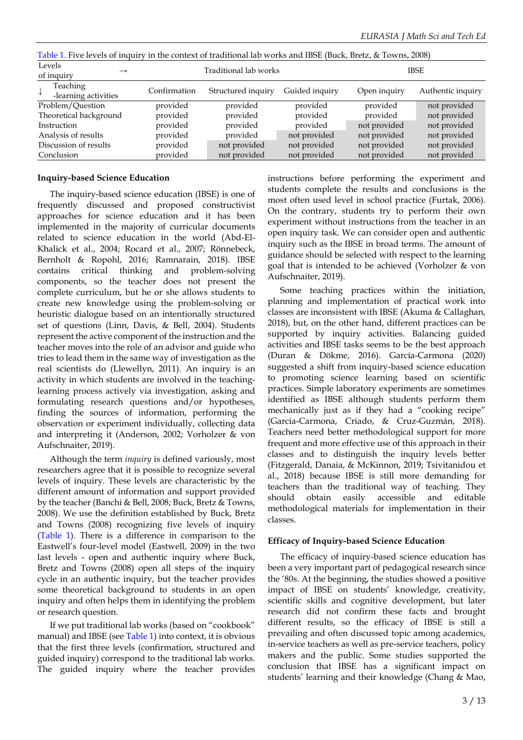Table 1. Five levels of inquiry in the context of traditional lab works and IBSE (Buck, Bretz, & Towns, 2008)

| Levels of inquiry → / ↓ Teaching -learning activities | Traditional lab works | | | IBSE | |
|---|---|---|---|---|---|
| | Confirmation | Structured inquiry | Guided inquiry | Open inquiry | Authentic inquiry |
| Problem/Question | provided | provided | provided | provided | not provided |
| Theoretical background | provided | provided | provided | provided | not provided |
| Instruction | provided | provided | provided | not provided | not provided |
| Analysis of results | provided | provided | not provided | not provided | not provided |
| Discussion of results | provided | not provided | not provided | not provided | not provided |
| Conclusion | provided | not provided | not provided | not provided | not provided |

## Inquiry-based Science Education

The inquiry-based science education (IBSE) is one of frequently discussed and proposed constructivist approaches for science education and it has been implemented in the majority of curricular documents related to science education in the world (Abd-El-Khalick et al., 2004; Rocard et al., 2007; Rönnebeck, Bernholt & Ropohl, 2016; Ramnarain, 2018). IBSE contains critical thinking and problem-solving components, so the teacher does not present the complete curriculum, but he or she allows students to create new knowledge using the problem-solving or heuristic dialogue based on an intentionally structured set of questions (Linn, Davis, & Bell, 2004). Students represent the active component of the instruction and the teacher moves into the role of an advisor and guide who tries to lead them in the same way of investigation as the real scientists do (Llewellyn, 2011). An inquiry is an activity in which students are involved in the teaching-learning process actively via investigation, asking and formulating research questions and/or hypotheses, finding the sources of information, performing the observation or experiment individually, collecting data and interpreting it (Anderson, 2002; Vorholzer & von Aufschnaiter, 2019).

Although the term *inquiry* is defined variously, most researchers agree that it is possible to recognize several levels of inquiry. These levels are characteristic by the different amount of information and support provided by the teacher (Banchi & Bell, 2008; Buck, Bretz & Towns, 2008). We use the definition established by Buck, Bretz and Towns (2008) recognizing five levels of inquiry (Table 1). There is a difference in comparison to the Eastwell's four-level model (Eastwell, 2009) in the two last levels - open and authentic inquiry where Buck, Bretz and Towns (2008) open all steps of the inquiry cycle in an authentic inquiry, but the teacher provides some theoretical background to students in an open inquiry and often helps them in identifying the problem or research question.

If we put traditional lab works (based on "cookbook" manual) and IBSE (see Table 1) into context, it is obvious that the first three levels (confirmation, structured and guided inquiry) correspond to the traditional lab works. The guided inquiry where the teacher provides instructions before performing the experiment and students complete the results and conclusions is the most often used level in school practice (Furtak, 2006). On the contrary, students try to perform their own experiment without instructions from the teacher in an open inquiry task. We can consider open and authentic inquiry such as the IBSE in broad terms. The amount of guidance should be selected with respect to the learning goal that is intended to be achieved (Vorholzer & von Aufschnaiter, 2019).

Some teaching practices within the initiation, planning and implementation of practical work into classes are inconsistent with IBSE (Akuma & Callaghan, 2018), but, on the other hand, different practices can be supported by inquiry activities. Balancing guided activities and IBSE tasks seems to be the best approach (Duran & Dökme, 2016). García-Carmona (2020) suggested a shift from inquiry-based science education to promoting science learning based on scientific practices. Simple laboratory experiments are sometimes identified as IBSE although students perform them mechanically just as if they had a "cooking recipe" (Garcia-Carmona, Criado, & Cruz-Guzmán, 2018). Teachers need better methodological support for more frequent and more effective use of this approach in their classes and to distinguish the inquiry levels better (Fitzgerald, Danaia, & McKinnon, 2019; Tsivitanidou et al., 2018) because IBSE is still more demanding for teachers than the traditional way of teaching. They should obtain easily accessible and editable methodological materials for implementation in their classes.

## Efficacy of Inquiry-based Science Education

The efficacy of inquiry-based science education has been a very important part of pedagogical research since the '80s. At the beginning, the studies showed a positive impact of IBSE on students' knowledge, creativity, scientific skills and cognitive development, but later research did not confirm these facts and brought different results, so the efficacy of IBSE is still a prevailing and often discussed topic among academics, in-service teachers as well as pre-service teachers, policy makers and the public. Some studies supported the conclusion that IBSE has a significant impact on students' learning and their knowledge (Chang & Mao,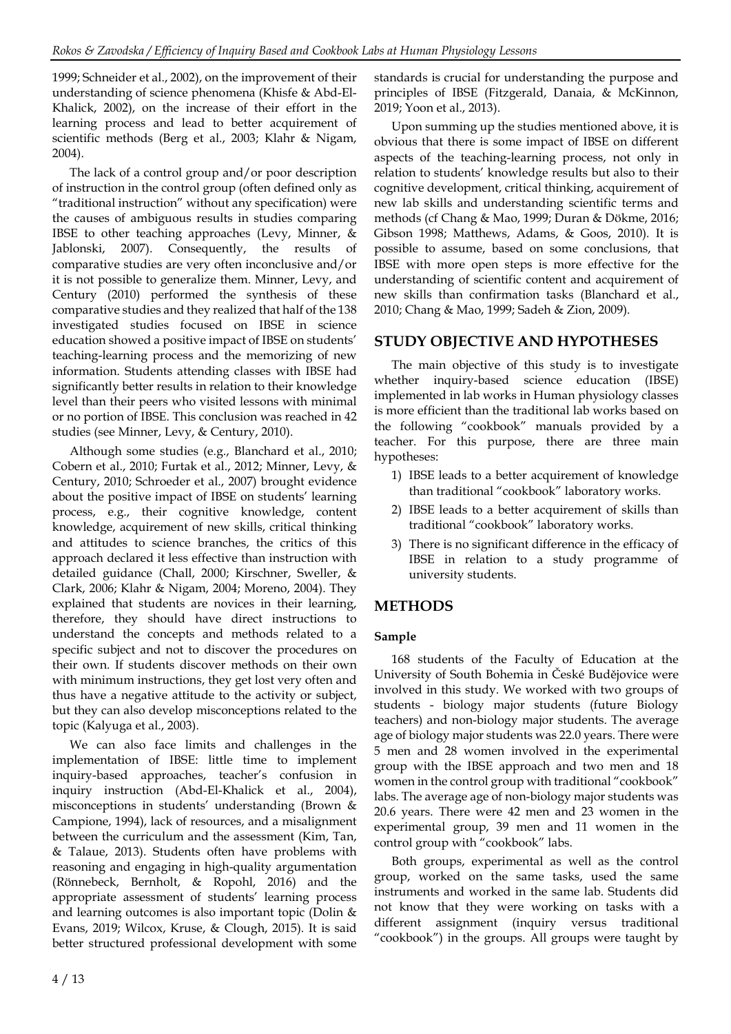1999; Schneider et al., 2002), on the improvement of their understanding of science phenomena (Khisfe & Abd-El-Khalick, 2002), on the increase of their effort in the learning process and lead to better acquirement of scientific methods (Berg et al., 2003; Klahr & Nigam, 2004).

The lack of a control group and/or poor description of instruction in the control group (often defined only as "traditional instruction" without any specification) were the causes of ambiguous results in studies comparing IBSE to other teaching approaches (Levy, Minner, & Jablonski, 2007). Consequently, the results of comparative studies are very often inconclusive and/or it is not possible to generalize them. Minner, Levy, and Century (2010) performed the synthesis of these comparative studies and they realized that half of the 138 investigated studies focused on IBSE in science education showed a positive impact of IBSE on students' teaching-learning process and the memorizing of new information. Students attending classes with IBSE had significantly better results in relation to their knowledge level than their peers who visited lessons with minimal or no portion of IBSE. This conclusion was reached in 42 studies (see Minner, Levy, & Century, 2010).

Although some studies (e.g., Blanchard et al., 2010; Cobern et al., 2010; Furtak et al., 2012; Minner, Levy, & Century, 2010; Schroeder et al., 2007) brought evidence about the positive impact of IBSE on students' learning process, e.g., their cognitive knowledge, content knowledge, acquirement of new skills, critical thinking and attitudes to science branches, the critics of this approach declared it less effective than instruction with detailed guidance (Chall, 2000; Kirschner, Sweller, & Clark, 2006; Klahr & Nigam, 2004; Moreno, 2004). They explained that students are novices in their learning, therefore, they should have direct instructions to understand the concepts and methods related to a specific subject and not to discover the procedures on their own. If students discover methods on their own with minimum instructions, they get lost very often and thus have a negative attitude to the activity or subject, but they can also develop misconceptions related to the topic (Kalyuga et al., 2003).

We can also face limits and challenges in the implementation of IBSE: little time to implement inquiry-based approaches, teacher's confusion in inquiry instruction (Abd-El-Khalick et al., 2004), misconceptions in students' understanding (Brown & Campione, 1994), lack of resources, and a misalignment between the curriculum and the assessment (Kim, Tan, & Talaue, 2013). Students often have problems with reasoning and engaging in high-quality argumentation (Rönnebeck, Bernholt, & Ropohl, 2016) and the appropriate assessment of students' learning process and learning outcomes is also important topic (Dolin & Evans, 2019; Wilcox, Kruse, & Clough, 2015). It is said better structured professional development with some standards is crucial for understanding the purpose and principles of IBSE (Fitzgerald, Danaia, & McKinnon, 2019; Yoon et al., 2013).

Upon summing up the studies mentioned above, it is obvious that there is some impact of IBSE on different aspects of the teaching-learning process, not only in relation to students' knowledge results but also to their cognitive development, critical thinking, acquirement of new lab skills and understanding scientific terms and methods (cf Chang & Mao, 1999; Duran & Dökme, 2016; Gibson 1998; Matthews, Adams, & Goos, 2010). It is possible to assume, based on some conclusions, that IBSE with more open steps is more effective for the understanding of scientific content and acquirement of new skills than confirmation tasks (Blanchard et al., 2010; Chang & Mao, 1999; Sadeh & Zion, 2009).

## STUDY OBJECTIVE AND HYPOTHESES

The main objective of this study is to investigate whether inquiry-based science education (IBSE) implemented in lab works in Human physiology classes is more efficient than the traditional lab works based on the following "cookbook" manuals provided by a teacher. For this purpose, there are three main hypotheses:

1) IBSE leads to a better acquirement of knowledge than traditional "cookbook" laboratory works.
2) IBSE leads to a better acquirement of skills than traditional "cookbook" laboratory works.
3) There is no significant difference in the efficacy of IBSE in relation to a study programme of university students.

## METHODS

### Sample

168 students of the Faculty of Education at the University of South Bohemia in České Budějovice were involved in this study. We worked with two groups of students - biology major students (future Biology teachers) and non-biology major students. The average age of biology major students was 22.0 years. There were 5 men and 28 women involved in the experimental group with the IBSE approach and two men and 18 women in the control group with traditional "cookbook" labs. The average age of non-biology major students was 20.6 years. There were 42 men and 23 women in the experimental group, 39 men and 11 women in the control group with "cookbook" labs.

Both groups, experimental as well as the control group, worked on the same tasks, used the same instruments and worked in the same lab. Students did not know that they were working on tasks with a different assignment (inquiry versus traditional "cookbook") in the groups. All groups were taught by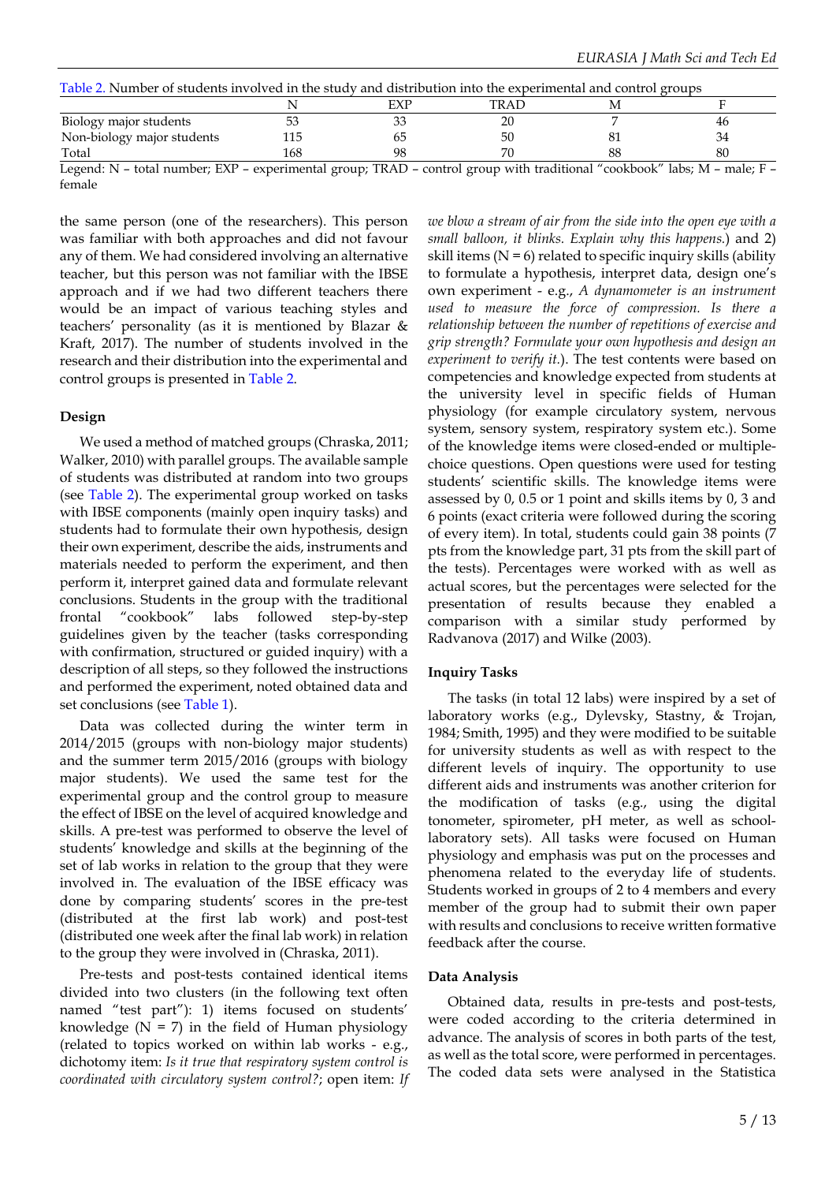Table 2. Number of students involved in the study and distribution into the experimental and control groups

| | N | EXP | TRAD | M | F |
|---|---|---|---|---|---|
| Biology major students | 53 | 33 | 20 | 7 | 46 |
| Non-biology major students | 115 | 65 | 50 | 81 | 34 |
| Total | 168 | 98 | 70 | 88 | 80 |

Legend: N – total number; EXP – experimental group; TRAD – control group with traditional "cookbook" labs; M – male; F – female

the same person (one of the researchers). This person was familiar with both approaches and did not favour any of them. We had considered involving an alternative teacher, but this person was not familiar with the IBSE approach and if we had two different teachers there would be an impact of various teaching styles and teachers' personality (as it is mentioned by Blazar & Kraft, 2017). The number of students involved in the research and their distribution into the experimental and control groups is presented in Table 2.

### Design

We used a method of matched groups (Chraska, 2011; Walker, 2010) with parallel groups. The available sample of students was distributed at random into two groups (see Table 2). The experimental group worked on tasks with IBSE components (mainly open inquiry tasks) and students had to formulate their own hypothesis, design their own experiment, describe the aids, instruments and materials needed to perform the experiment, and then perform it, interpret gained data and formulate relevant conclusions. Students in the group with the traditional frontal "cookbook" labs followed step-by-step guidelines given by the teacher (tasks corresponding with confirmation, structured or guided inquiry) with a description of all steps, so they followed the instructions and performed the experiment, noted obtained data and set conclusions (see Table 1).

Data was collected during the winter term in 2014/2015 (groups with non-biology major students) and the summer term 2015/2016 (groups with biology major students). We used the same test for the experimental group and the control group to measure the effect of IBSE on the level of acquired knowledge and skills. A pre-test was performed to observe the level of students' knowledge and skills at the beginning of the set of lab works in relation to the group that they were involved in. The evaluation of the IBSE efficacy was done by comparing students' scores in the pre-test (distributed at the first lab work) and post-test (distributed one week after the final lab work) in relation to the group they were involved in (Chraska, 2011).

Pre-tests and post-tests contained identical items divided into two clusters (in the following text often named "test part"): 1) items focused on students' knowledge (N = 7) in the field of Human physiology (related to topics worked on within lab works - e.g., dichotomy item: *Is it true that respiratory system control is coordinated with circulatory system control?*; open item: *If we blow a stream of air from the side into the open eye with a small balloon, it blinks. Explain why this happens.*) and 2) skill items (N = 6) related to specific inquiry skills (ability to formulate a hypothesis, interpret data, design one's own experiment - e.g., *A dynamometer is an instrument used to measure the force of compression. Is there a relationship between the number of repetitions of exercise and grip strength? Formulate your own hypothesis and design an experiment to verify it.*). The test contents were based on competencies and knowledge expected from students at the university level in specific fields of Human physiology (for example circulatory system, nervous system, sensory system, respiratory system etc.). Some of the knowledge items were closed-ended or multiple-choice questions. Open questions were used for testing students' scientific skills. The knowledge items were assessed by 0, 0.5 or 1 point and skills items by 0, 3 and 6 points (exact criteria were followed during the scoring of every item). In total, students could gain 38 points (7 pts from the knowledge part, 31 pts from the skill part of the tests). Percentages were worked with as well as actual scores, but the percentages were selected for the presentation of results because they enabled a comparison with a similar study performed by Radvanova (2017) and Wilke (2003).

### Inquiry Tasks

The tasks (in total 12 labs) were inspired by a set of laboratory works (e.g., Dylevsky, Stastny, & Trojan, 1984; Smith, 1995) and they were modified to be suitable for university students as well as with respect to the different levels of inquiry. The opportunity to use different aids and instruments was another criterion for the modification of tasks (e.g., using the digital tonometer, spirometer, pH meter, as well as school-laboratory sets). All tasks were focused on Human physiology and emphasis was put on the processes and phenomena related to the everyday life of students. Students worked in groups of 2 to 4 members and every member of the group had to submit their own paper with results and conclusions to receive written formative feedback after the course.

### Data Analysis

Obtained data, results in pre-tests and post-tests, were coded according to the criteria determined in advance. The analysis of scores in both parts of the test, as well as the total score, were performed in percentages. The coded data sets were analysed in the Statistica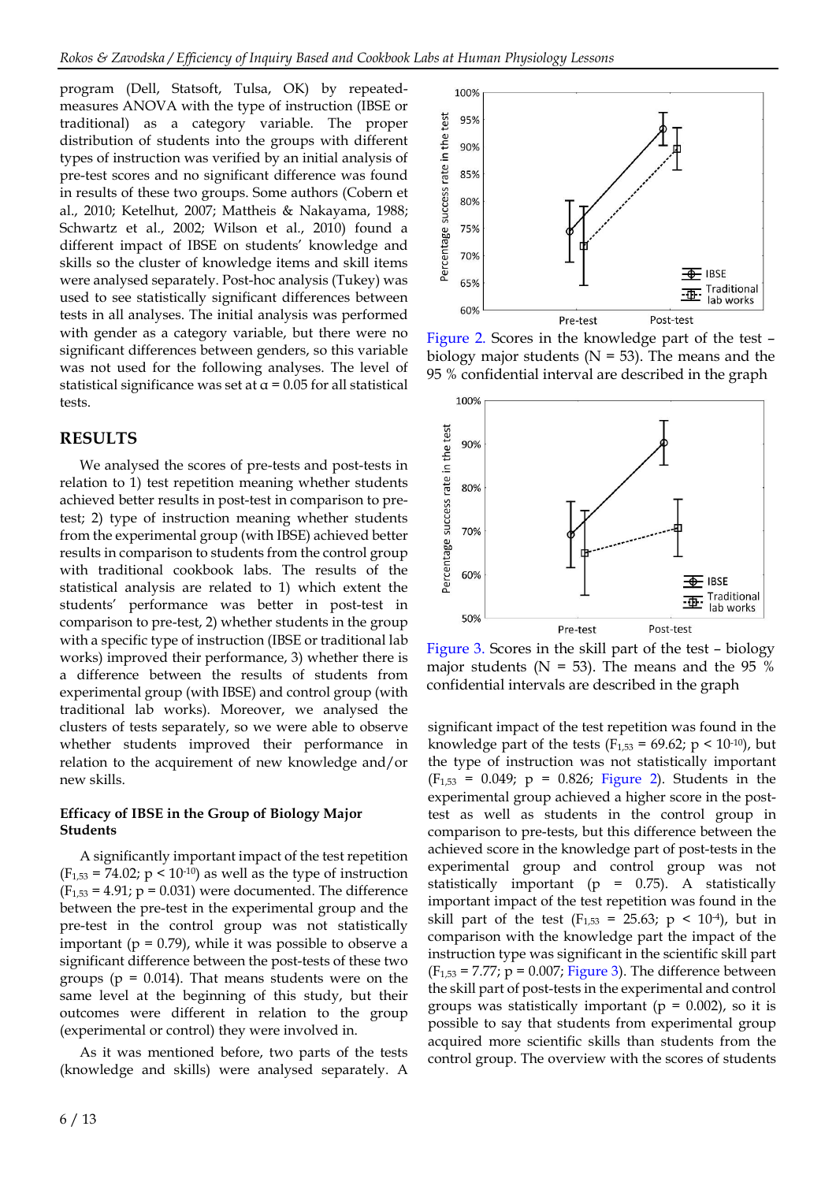program (Dell, Statsoft, Tulsa, OK) by repeated-measures ANOVA with the type of instruction (IBSE or traditional) as a category variable. The proper distribution of students into the groups with different types of instruction was verified by an initial analysis of pre-test scores and no significant difference was found in results of these two groups. Some authors (Cobern et al., 2010; Ketelhut, 2007; Mattheis & Nakayama, 1988; Schwartz et al., 2002; Wilson et al., 2010) found a different impact of IBSE on students' knowledge and skills so the cluster of knowledge items and skill items were analysed separately. Post-hoc analysis (Tukey) was used to see statistically significant differences between tests in all analyses. The initial analysis was performed with gender as a category variable, but there were no significant differences between genders, so this variable was not used for the following analyses. The level of statistical significance was set at $\alpha = 0.05$ for all statistical tests.

## RESULTS

We analysed the scores of pre-tests and post-tests in relation to 1) test repetition meaning whether students achieved better results in post-test in comparison to pre-test; 2) type of instruction meaning whether students from the experimental group (with IBSE) achieved better results in comparison to students from the control group with traditional cookbook labs. The results of the statistical analysis are related to 1) which extent the students' performance was better in post-test in comparison to pre-test, 2) whether students in the group with a specific type of instruction (IBSE or traditional lab works) improved their performance, 3) whether there is a difference between the results of students from experimental group (with IBSE) and control group (with traditional lab works). Moreover, we analysed the clusters of tests separately, so we were able to observe whether students improved their performance in relation to the acquirement of new knowledge and/or new skills.

### Efficacy of IBSE in the Group of Biology Major Students

A significantly important impact of the test repetition ($F_{1,53} = 74.02$; $p < 10^{-10}$) as well as the type of instruction ($F_{1,53} = 4.91$; $p = 0.031$) were documented. The difference between the pre-test in the experimental group and the pre-test in the control group was not statistically important ($p = 0.79$), while it was possible to observe a significant difference between the post-tests of these two groups ($p = 0.014$). That means students were on the same level at the beginning of this study, but their outcomes were different in relation to the group (experimental or control) they were involved in.

As it was mentioned before, two parts of the tests (knowledge and skills) were analysed separately. A significant impact of the test repetition was found in the knowledge part of the tests ($F_{1,53} = 69.62$; $p < 10^{-10}$), but the type of instruction was not statistically important ($F_{1,53} = 0.049$; $p = 0.826$; Figure 2). Students in the experimental group achieved a higher score in the post-test as well as students in the control group in comparison to pre-tests, but this difference between the achieved score in the knowledge part of post-tests in the experimental group and control group was not statistically important ($p = 0.75$). A statistically important impact of the test repetition was found in the skill part of the test ($F_{1,53} = 25.63$; $p < 10^{-4}$), but in comparison with the knowledge part the impact of the instruction type was significant in the scientific skill part ($F_{1,53} = 7.77$; $p = 0.007$; Figure 3). The difference between the skill part of post-tests in the experimental and control groups was statistically important ($p = 0.002$), so it is possible to say that students from experimental group acquired more scientific skills than students from the control group. The overview with the scores of students

Figure 2. Scores in the knowledge part of the test – biology major students (N = 53). The means and the 95 % confidential interval are described in the graph

Figure 3. Scores in the skill part of the test – biology major students (N = 53). The means and the 95 % confidential intervals are described in the graph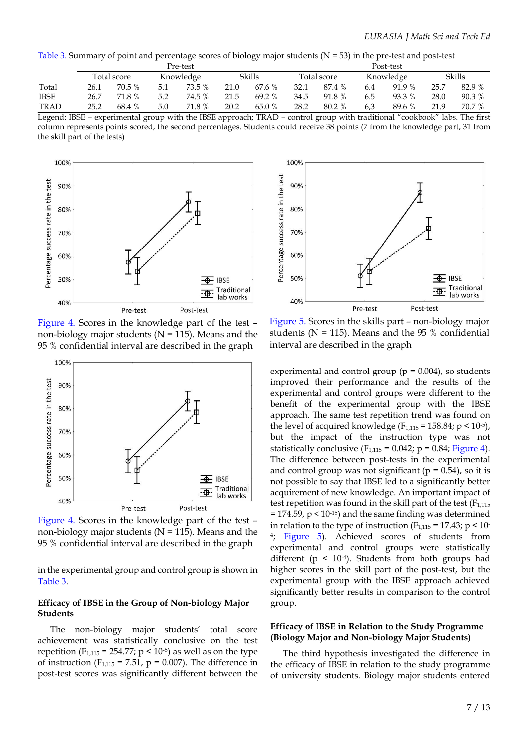Table 3. Summary of point and percentage scores of biology major students (N = 53) in the pre-test and post-test

| | Pre-test | | | | | | Post-test | | | | | |
|---|---|---|---|---|---|---|---|---|---|---|---|---|
| | Total score | | Knowledge | | Skills | | Total score | | Knowledge | | Skills | |
| Total | 26.1 | 70.5 % | 5.1 | 73.5 % | 21.0 | 67.6 % | 32.1 | 87.4 % | 6.4 | 91.9 % | 25.7 | 82.9 % |
| IBSE | 26.7 | 71.8 % | 5.2 | 74.5 % | 21.5 | 69.2 % | 34.5 | 91.8 % | 6.5 | 93.3 % | 28.0 | 90.3 % |
| TRAD | 25.2 | 68.4 % | 5.0 | 71.8 % | 20.2 | 65.0 % | 28.2 | 80.2 % | 6,3 | 89.6 % | 21.9 | 70.7 % |

Legend: IBSE – experimental group with the IBSE approach; TRAD – control group with traditional "cookbook" labs. The first column represents points scored, the second percentages. Students could receive 38 points (7 from the knowledge part, 31 from the skill part of the tests)

Figure 4. Scores in the knowledge part of the test – non-biology major students (N = 115). Means and the 95 % confidential interval are described in the graph

Figure 5. Scores in the skills part – non-biology major students (N = 115). Means and the 95 % confidential interval are described in the graph

Figure 4. Scores in the knowledge part of the test – non-biology major students (N = 115). Means and the 95 % confidential interval are described in the graph

in the experimental group and control group is shown in Table 3.

### Efficacy of IBSE in the Group of Non-biology Major Students

The non-biology major students' total score achievement was statistically conclusive on the test repetition ($F_{1,115} = 254.77$; $p < 10^{-5}$) as well as on the type of instruction ($F_{1,115} = 7.51$, $p = 0.007$). The difference in post-test scores was significantly different between the experimental and control group ($p = 0.004$), so students improved their performance and the results of the experimental and control groups were different to the benefit of the experimental group with the IBSE approach. The same test repetition trend was found on the level of acquired knowledge ($F_{1,115} = 158.84$; $p < 10^{-5}$), but the impact of the instruction type was not statistically conclusive ($F_{1,115} = 0.042$; $p = 0.84$; Figure 4). The difference between post-tests in the experimental and control group was not significant ($p = 0.54$), so it is not possible to say that IBSE led to a significantly better acquirement of new knowledge. An important impact of test repetition was found in the skill part of the test ($F_{1,115} = 174.59$, $p < 10^{-15}$) and the same finding was determined in relation to the type of instruction ($F_{1,115} = 17.43$; $p < 10^{-4}$; Figure 5). Achieved scores of students from experimental and control groups were statistically different ($p < 10^{-4}$). Students from both groups had higher scores in the skill part of the post-test, but the experimental group with the IBSE approach achieved significantly better results in comparison to the control group.

### Efficacy of IBSE in Relation to the Study Programme (Biology Major and Non-biology Major Students)

The third hypothesis investigated the difference in the efficacy of IBSE in relation to the study programme of university students. Biology major students entered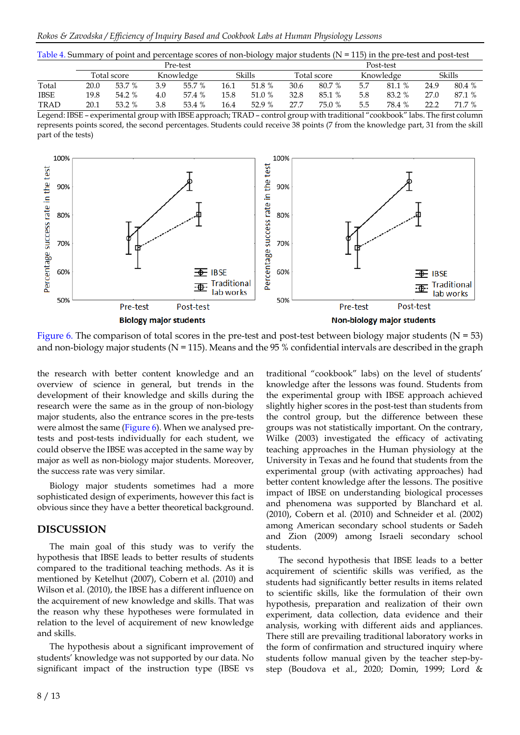Table 4. Summary of point and percentage scores of non-biology major students (N = 115) in the pre-test and post-test

| | Pre-test | | | | | | Post-test | | | | | |
|---|---|---|---|---|---|---|---|---|---|---|---|---|
| | Total score | | Knowledge | | Skills | | Total score | | Knowledge | | Skills | |
| Total | 20.0 | 53.7 % | 3.9 | 55.7 % | 16.1 | 51.8 % | 30.6 | 80.7 % | 5.7 | 81.1 % | 24.9 | 80.4 % |
| IBSE | 19.8 | 54.2 % | 4.0 | 57.4 % | 15.8 | 51.0 % | 32.8 | 85.1 % | 5.8 | 83.2 % | 27.0 | 87.1 % |
| TRAD | 20.1 | 53.2 % | 3.8 | 53.4 % | 16.4 | 52.9 % | 27.7 | 75.0 % | 5.5 | 78.4 % | 22.2 | 71.7 % |

Legend: IBSE – experimental group with IBSE approach; TRAD – control group with traditional "cookbook" labs. The first column represents points scored, the second percentages. Students could receive 38 points (7 from the knowledge part, 31 from the skill part of the tests)

Figure 6. The comparison of total scores in the pre-test and post-test between biology major students (N = 53) and non-biology major students (N = 115). Means and the 95 % confidential intervals are described in the graph

the research with better content knowledge and an overview of science in general, but trends in the development of their knowledge and skills during the research were the same as in the group of non-biology major students, also the entrance scores in the pre-tests were almost the same (Figure 6). When we analysed pre-tests and post-tests individually for each student, we could observe the IBSE was accepted in the same way by major as well as non-biology major students. Moreover, the success rate was very similar.

Biology major students sometimes had a more sophisticated design of experiments, however this fact is obvious since they have a better theoretical background.

## DISCUSSION

The main goal of this study was to verify the hypothesis that IBSE leads to better results of students compared to the traditional teaching methods. As it is mentioned by Ketelhut (2007), Cobern et al. (2010) and Wilson et al. (2010), the IBSE has a different influence on the acquirement of new knowledge and skills. That was the reason why these hypotheses were formulated in relation to the level of acquirement of new knowledge and skills.

The hypothesis about a significant improvement of students' knowledge was not supported by our data. No significant impact of the instruction type (IBSE vs traditional "cookbook" labs) on the level of students' knowledge after the lessons was found. Students from the experimental group with IBSE approach achieved slightly higher scores in the post-test than students from the control group, but the difference between these groups was not statistically important. On the contrary, Wilke (2003) investigated the efficacy of activating teaching approaches in the Human physiology at the University in Texas and he found that students from the experimental group (with activating approaches) had better content knowledge after the lessons. The positive impact of IBSE on understanding biological processes and phenomena was supported by Blanchard et al. (2010), Cobern et al. (2010) and Schneider et al. (2002) among American secondary school students or Sadeh and Zion (2009) among Israeli secondary school students.

The second hypothesis that IBSE leads to a better acquirement of scientific skills was verified, as the students had significantly better results in items related to scientific skills, like the formulation of their own hypothesis, preparation and realization of their own experiment, data collection, data evidence and their analysis, working with different aids and appliances. There still are prevailing traditional laboratory works in the form of confirmation and structured inquiry where students follow manual given by the teacher step-by-step (Boudova et al., 2020; Domin, 1999; Lord &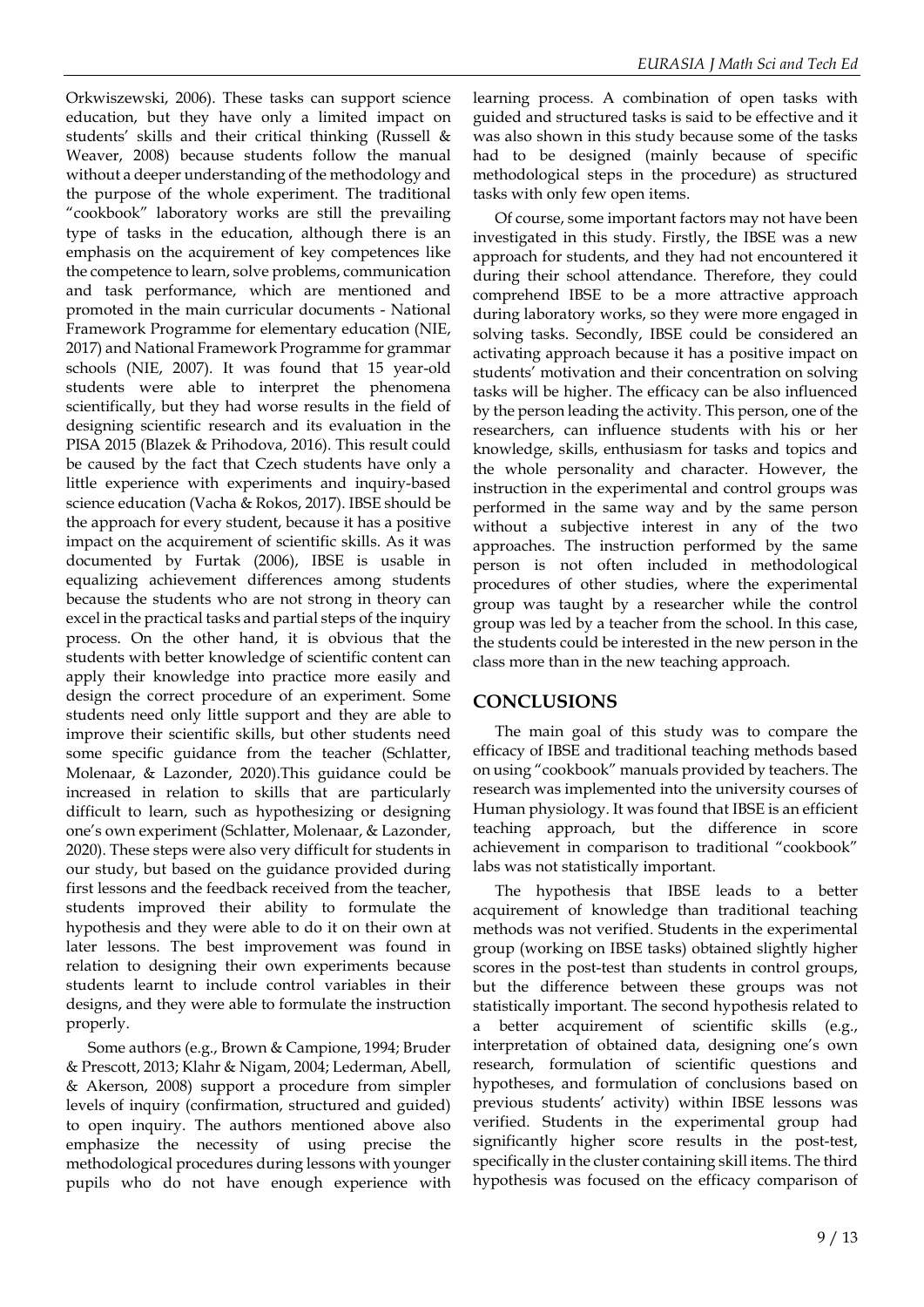Orkwiszewski, 2006). These tasks can support science education, but they have only a limited impact on students' skills and their critical thinking (Russell & Weaver, 2008) because students follow the manual without a deeper understanding of the methodology and the purpose of the whole experiment. The traditional "cookbook" laboratory works are still the prevailing type of tasks in the education, although there is an emphasis on the acquirement of key competences like the competence to learn, solve problems, communication and task performance, which are mentioned and promoted in the main curricular documents - National Framework Programme for elementary education (NIE, 2017) and National Framework Programme for grammar schools (NIE, 2007). It was found that 15 year-old students were able to interpret the phenomena scientifically, but they had worse results in the field of designing scientific research and its evaluation in the PISA 2015 (Blazek & Prihodova, 2016). This result could be caused by the fact that Czech students have only a little experience with experiments and inquiry-based science education (Vacha & Rokos, 2017). IBSE should be the approach for every student, because it has a positive impact on the acquirement of scientific skills. As it was documented by Furtak (2006), IBSE is usable in equalizing achievement differences among students because the students who are not strong in theory can excel in the practical tasks and partial steps of the inquiry process. On the other hand, it is obvious that the students with better knowledge of scientific content can apply their knowledge into practice more easily and design the correct procedure of an experiment. Some students need only little support and they are able to improve their scientific skills, but other students need some specific guidance from the teacher (Schlatter, Molenaar, & Lazonder, 2020).This guidance could be increased in relation to skills that are particularly difficult to learn, such as hypothesizing or designing one's own experiment (Schlatter, Molenaar, & Lazonder, 2020). These steps were also very difficult for students in our study, but based on the guidance provided during first lessons and the feedback received from the teacher, students improved their ability to formulate the hypothesis and they were able to do it on their own at later lessons. The best improvement was found in relation to designing their own experiments because students learnt to include control variables in their designs, and they were able to formulate the instruction properly.

Some authors (e.g., Brown & Campione, 1994; Bruder & Prescott, 2013; Klahr & Nigam, 2004; Lederman, Abell, & Akerson, 2008) support a procedure from simpler levels of inquiry (confirmation, structured and guided) to open inquiry. The authors mentioned above also emphasize the necessity of using precise the methodological procedures during lessons with younger pupils who do not have enough experience with learning process. A combination of open tasks with guided and structured tasks is said to be effective and it was also shown in this study because some of the tasks had to be designed (mainly because of specific methodological steps in the procedure) as structured tasks with only few open items.

Of course, some important factors may not have been investigated in this study. Firstly, the IBSE was a new approach for students, and they had not encountered it during their school attendance. Therefore, they could comprehend IBSE to be a more attractive approach during laboratory works, so they were more engaged in solving tasks. Secondly, IBSE could be considered an activating approach because it has a positive impact on students' motivation and their concentration on solving tasks will be higher. The efficacy can be also influenced by the person leading the activity. This person, one of the researchers, can influence students with his or her knowledge, skills, enthusiasm for tasks and topics and the whole personality and character. However, the instruction in the experimental and control groups was performed in the same way and by the same person without a subjective interest in any of the two approaches. The instruction performed by the same person is not often included in methodological procedures of other studies, where the experimental group was taught by a researcher while the control group was led by a teacher from the school. In this case, the students could be interested in the new person in the class more than in the new teaching approach.

## CONCLUSIONS

The main goal of this study was to compare the efficacy of IBSE and traditional teaching methods based on using "cookbook" manuals provided by teachers. The research was implemented into the university courses of Human physiology. It was found that IBSE is an efficient teaching approach, but the difference in score achievement in comparison to traditional "cookbook" labs was not statistically important.

The hypothesis that IBSE leads to a better acquirement of knowledge than traditional teaching methods was not verified. Students in the experimental group (working on IBSE tasks) obtained slightly higher scores in the post-test than students in control groups, but the difference between these groups was not statistically important. The second hypothesis related to a better acquirement of scientific skills (e.g., interpretation of obtained data, designing one's own research, formulation of scientific questions and hypotheses, and formulation of conclusions based on previous students' activity) within IBSE lessons was verified. Students in the experimental group had significantly higher score results in the post-test, specifically in the cluster containing skill items. The third hypothesis was focused on the efficacy comparison of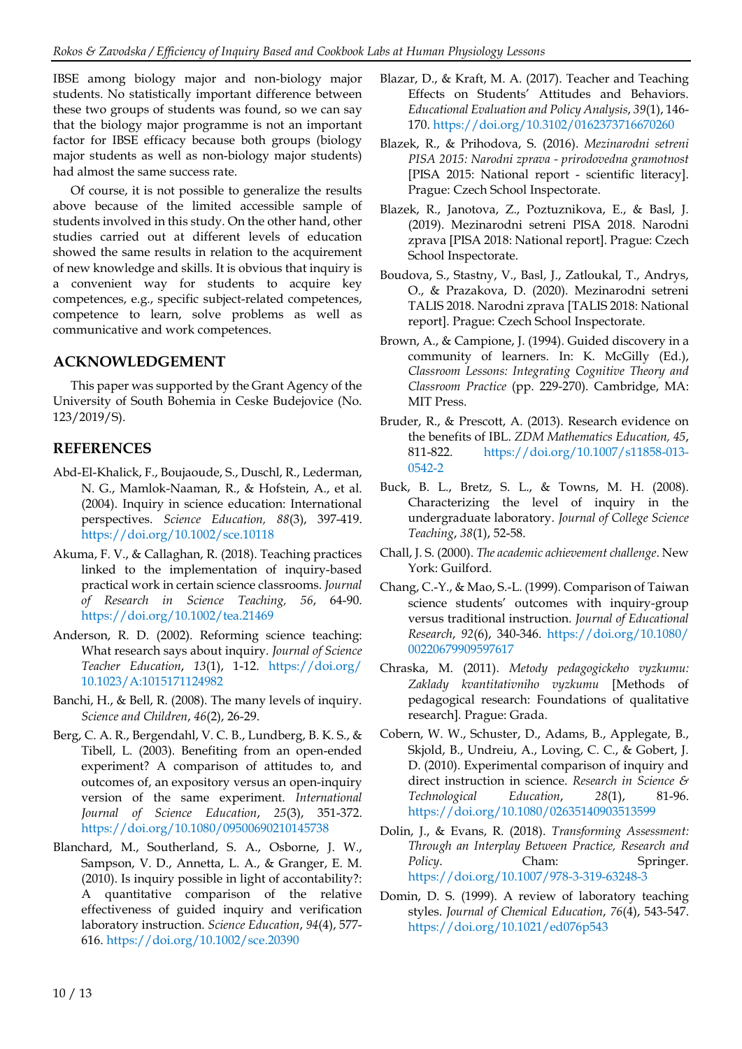IBSE among biology major and non-biology major students. No statistically important difference between these two groups of students was found, so we can say that the biology major programme is not an important factor for IBSE efficacy because both groups (biology major students as well as non-biology major students) had almost the same success rate.

Of course, it is not possible to generalize the results above because of the limited accessible sample of students involved in this study. On the other hand, other studies carried out at different levels of education showed the same results in relation to the acquirement of new knowledge and skills. It is obvious that inquiry is a convenient way for students to acquire key competences, e.g., specific subject-related competences, competence to learn, solve problems as well as communicative and work competences.

## ACKNOWLEDGEMENT

This paper was supported by the Grant Agency of the University of South Bohemia in Ceske Budejovice (No. 123/2019/S).

## REFERENCES

Abd-El-Khalick, F., Boujaoude, S., Duschl, R., Lederman, N. G., Mamlok-Naaman, R., & Hofstein, A., et al. (2004). Inquiry in science education: International perspectives. *Science Education, 88*(3), 397-419. https://doi.org/10.1002/sce.10118

Akuma, F. V., & Callaghan, R. (2018). Teaching practices linked to the implementation of inquiry-based practical work in certain science classrooms. *Journal of Research in Science Teaching, 56*, 64-90. https://doi.org/10.1002/tea.21469

Anderson, R. D. (2002). Reforming science teaching: What research says about inquiry. *Journal of Science Teacher Education*, *13*(1), 1-12. https://doi.org/10.1023/A:1015171124982

Banchi, H., & Bell, R. (2008). The many levels of inquiry. *Science and Children*, *46*(2), 26-29.

Berg, C. A. R., Bergendahl, V. C. B., Lundberg, B. K. S., & Tibell, L. (2003). Benefiting from an open-ended experiment? A comparison of attitudes to, and outcomes of, an expository versus an open-inquiry version of the same experiment. *International Journal of Science Education*, *25*(3), 351-372. https://doi.org/10.1080/09500690210145738

Blanchard, M., Southerland, S. A., Osborne, J. W., Sampson, V. D., Annetta, L. A., & Granger, E. M. (2010). Is inquiry possible in light of accountability?: A quantitative comparison of the relative effectiveness of guided inquiry and verification laboratory instruction. *Science Education*, *94*(4), 577-616. https://doi.org/10.1002/sce.20390

Blazar, D., & Kraft, M. A. (2017). Teacher and Teaching Effects on Students' Attitudes and Behaviors. *Educational Evaluation and Policy Analysis*, *39*(1), 146-170. https://doi.org/10.3102/0162373716670260

Blazek, R., & Prihodova, S. (2016). *Mezinarodni setreni PISA 2015: Narodni zprava - prirodovedna gramotnost* [PISA 2015: National report - scientific literacy]. Prague: Czech School Inspectorate.

Blazek, R., Janotova, Z., Poztuznikova, E., & Basl, J. (2019). Mezinarodni setreni PISA 2018. Narodni zprava [PISA 2018: National report]. Prague: Czech School Inspectorate.

Boudova, S., Stastny, V., Basl, J., Zatloukal, T., Andrys, O., & Prazakova, D. (2020). Mezinarodni setreni TALIS 2018. Narodni zprava [TALIS 2018: National report]. Prague: Czech School Inspectorate.

Brown, A., & Campione, J. (1994). Guided discovery in a community of learners. In: K. McGilly (Ed.), *Classroom Lessons: Integrating Cognitive Theory and Classroom Practice* (pp. 229-270). Cambridge, MA: MIT Press.

Bruder, R., & Prescott, A. (2013). Research evidence on the benefits of IBL. *ZDM Mathematics Education, 45*, 811-822. https://doi.org/10.1007/s11858-013-0542-2

Buck, B. L., Bretz, S. L., & Towns, M. H. (2008). Characterizing the level of inquiry in the undergraduate laboratory. *Journal of College Science Teaching*, *38*(1), 52-58.

Chall, J. S. (2000). *The academic achievement challenge*. New York: Guilford.

Chang, C.-Y., & Mao, S.-L. (1999). Comparison of Taiwan science students' outcomes with inquiry-group versus traditional instruction. *Journal of Educational Research*, *92*(6), 340-346. https://doi.org/10.1080/00220679909597617

Chraska, M. (2011). *Metody pedagogickeho vyzkumu: Zaklady kvantitativniho vyzkumu* [Methods of pedagogical research: Foundations of qualitative research]. Prague: Grada.

Cobern, W. W., Schuster, D., Adams, B., Applegate, B., Skjold, B., Undreiu, A., Loving, C. C., & Gobert, J. D. (2010). Experimental comparison of inquiry and direct instruction in science. *Research in Science & Technological Education*, *28*(1), 81-96. https://doi.org/10.1080/02635140903513599

Dolin, J., & Evans, R. (2018). *Transforming Assessment: Through an Interplay Between Practice, Research and Policy*. Cham: Springer. https://doi.org/10.1007/978-3-319-63248-3

Domin, D. S. (1999). A review of laboratory teaching styles. *Journal of Chemical Education*, *76*(4), 543-547. https://doi.org/10.1021/ed076p543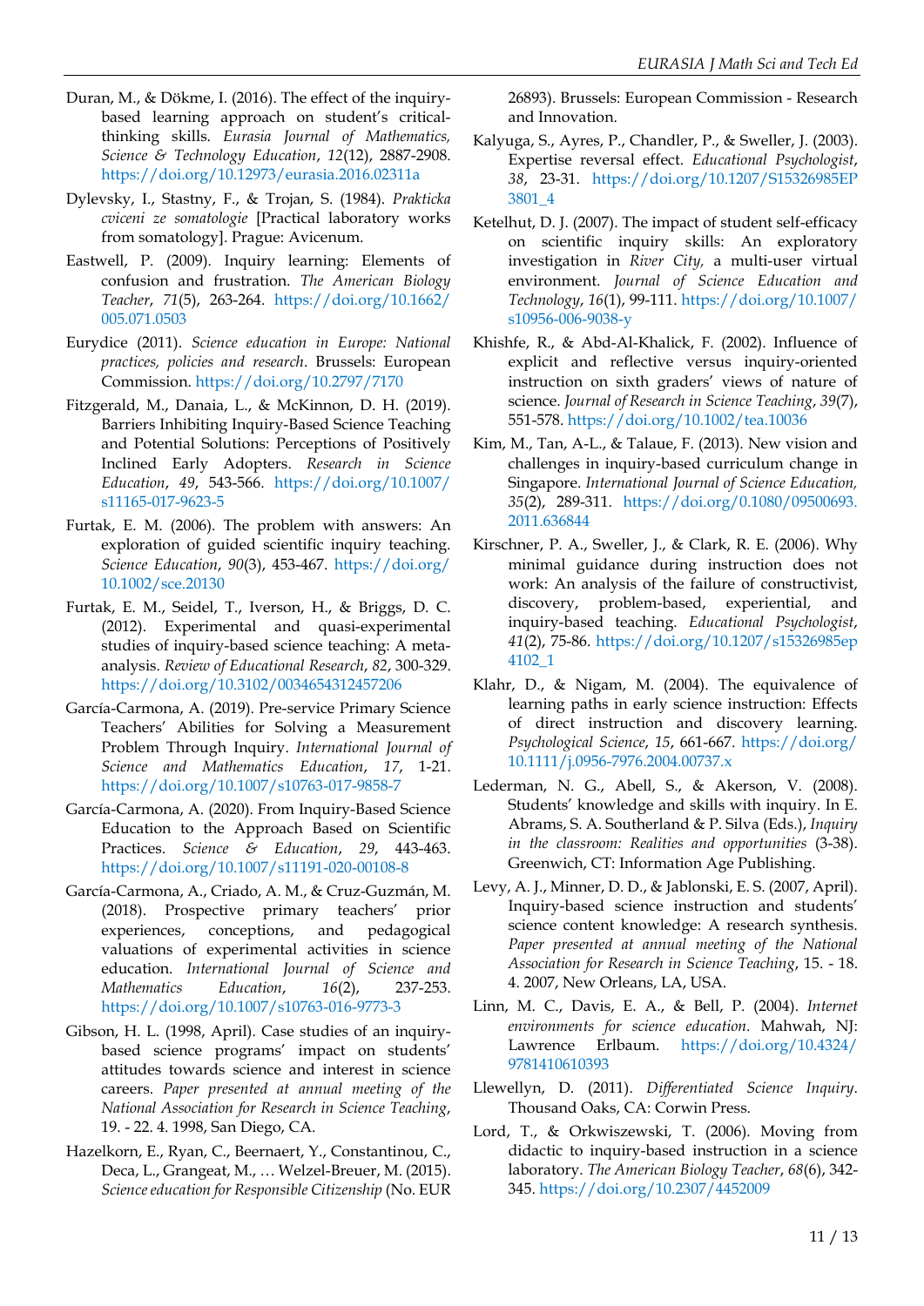Duran, M., & Dökme, I. (2016). The effect of the inquiry-based learning approach on student's critical-thinking skills. *Eurasia Journal of Mathematics, Science & Technology Education*, *12*(12), 2887-2908. https://doi.org/10.12973/eurasia.2016.02311a

Dylevsky, I., Stastny, F., & Trojan, S. (1984). *Prakticka cviceni ze somatologie* [Practical laboratory works from somatology]. Prague: Avicenum.

Eastwell, P. (2009). Inquiry learning: Elements of confusion and frustration. *The American Biology Teacher*, *71*(5), 263-264. https://doi.org/10.1662/005.071.0503

Eurydice (2011). *Science education in Europe: National practices, policies and research*. Brussels: European Commission. https://doi.org/10.2797/7170

Fitzgerald, M., Danaia, L., & McKinnon, D. H. (2019). Barriers Inhibiting Inquiry-Based Science Teaching and Potential Solutions: Perceptions of Positively Inclined Early Adopters. *Research in Science Education*, *49*, 543-566. https://doi.org/10.1007/s11165-017-9623-5

Furtak, E. M. (2006). The problem with answers: An exploration of guided scientific inquiry teaching. *Science Education*, *90*(3), 453-467. https://doi.org/10.1002/sce.20130

Furtak, E. M., Seidel, T., Iverson, H., & Briggs, D. C. (2012). Experimental and quasi-experimental studies of inquiry-based science teaching: A meta-analysis. *Review of Educational Research*, *82*, 300-329. https://doi.org/10.3102/0034654312457206

García-Carmona, A. (2019). Pre-service Primary Science Teachers' Abilities for Solving a Measurement Problem Through Inquiry. *International Journal of Science and Mathematics Education*, *17*, 1-21. https://doi.org/10.1007/s10763-017-9858-7

García-Carmona, A. (2020). From Inquiry-Based Science Education to the Approach Based on Scientific Practices. *Science & Education*, *29*, 443-463. https://doi.org/10.1007/s11191-020-00108-8

García-Carmona, A., Criado, A. M., & Cruz-Guzmán, M. (2018). Prospective primary teachers' prior experiences, conceptions, and pedagogical valuations of experimental activities in science education. *International Journal of Science and Mathematics Education*, *16*(2), 237-253. https://doi.org/10.1007/s10763-016-9773-3

Gibson, H. L. (1998, April). Case studies of an inquiry-based science programs' impact on students' attitudes towards science and interest in science careers. *Paper presented at annual meeting of the National Association for Research in Science Teaching*, 19. - 22. 4. 1998, San Diego, CA.

Hazelkorn, E., Ryan, C., Beernaert, Y., Constantinou, C., Deca, L., Grangeat, M., … Welzel-Breuer, M. (2015). *Science education for Responsible Citizenship* (No. EUR 26893). Brussels: European Commission - Research and Innovation.

Kalyuga, S., Ayres, P., Chandler, P., & Sweller, J. (2003). Expertise reversal effect. *Educational Psychologist*, *38*, 23-31. https://doi.org/10.1207/S15326985EP3801_4

Ketelhut, D. J. (2007). The impact of student self-efficacy on scientific inquiry skills: An exploratory investigation in *River City,* a multi-user virtual environment. *Journal of Science Education and Technology*, *16*(1), 99-111. https://doi.org/10.1007/s10956-006-9038-y

Khishfe, R., & Abd-Al-Khalick, F. (2002). Influence of explicit and reflective versus inquiry-oriented instruction on sixth graders' views of nature of science. *Journal of Research in Science Teaching*, *39*(7), 551-578. https://doi.org/10.1002/tea.10036

Kim, M., Tan, A-L., & Talaue, F. (2013). New vision and challenges in inquiry-based curriculum change in Singapore. *International Journal of Science Education, 35*(2), 289-311. https://doi.org/0.1080/09500693.2011.636844

Kirschner, P. A., Sweller, J., & Clark, R. E. (2006). Why minimal guidance during instruction does not work: An analysis of the failure of constructivist, discovery, problem-based, experiential, and inquiry-based teaching. *Educational Psychologist*, *41*(2), 75-86. https://doi.org/10.1207/s15326985ep4102_1

Klahr, D., & Nigam, M. (2004). The equivalence of learning paths in early science instruction: Effects of direct instruction and discovery learning. *Psychological Science*, *15*, 661-667. https://doi.org/10.1111/j.0956-7976.2004.00737.x

Lederman, N. G., Abell, S., & Akerson, V. (2008). Students' knowledge and skills with inquiry. In E. Abrams, S. A. Southerland & P. Silva (Eds.), *Inquiry in the classroom: Realities and opportunities* (3-38). Greenwich, CT: Information Age Publishing.

Levy, A. J., Minner, D. D., & Jablonski, E. S. (2007, April). Inquiry-based science instruction and students' science content knowledge: A research synthesis. *Paper presented at annual meeting of the National Association for Research in Science Teaching*, 15. - 18. 4. 2007, New Orleans, LA, USA.

Linn, M. C., Davis, E. A., & Bell, P. (2004). *Internet environments for science education.* Mahwah, NJ: Lawrence Erlbaum. https://doi.org/10.4324/9781410610393

Llewellyn, D. (2011). *Differentiated Science Inquiry*. Thousand Oaks, CA: Corwin Press.

Lord, T., & Orkwiszewski, T. (2006). Moving from didactic to inquiry-based instruction in a science laboratory. *The American Biology Teacher*, *68*(6), 342-345. https://doi.org/10.2307/4452009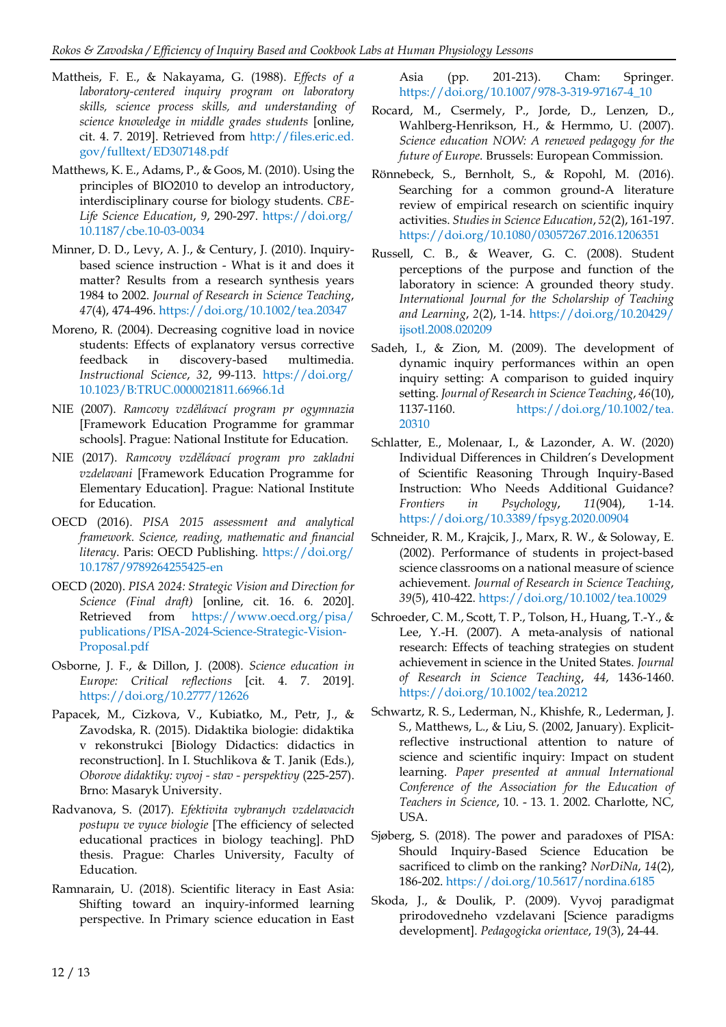Mattheis, F. E., & Nakayama, G. (1988). *Effects of a laboratory-centered inquiry program on laboratory skills, science process skills, and understanding of science knowledge in middle grades students* [online, cit. 4. 7. 2019]. Retrieved from http://files.eric.ed.gov/fulltext/ED307148.pdf

Matthews, K. E., Adams, P., & Goos, M. (2010). Using the principles of BIO2010 to develop an introductory, interdisciplinary course for biology students. *CBE-Life Science Education*, *9*, 290-297. https://doi.org/10.1187/cbe.10-03-0034

Minner, D. D., Levy, A. J., & Century, J. (2010). Inquiry-based science instruction - What is it and does it matter? Results from a research synthesis years 1984 to 2002. *Journal of Research in Science Teaching*, *47*(4), 474-496. https://doi.org/10.1002/tea.20347

Moreno, R. (2004). Decreasing cognitive load in novice students: Effects of explanatory versus corrective feedback in discovery-based multimedia. *Instructional Science*, *32*, 99-113. https://doi.org/10.1023/B:TRUC.0000021811.66966.1d

NIE (2007). *Ramcovy vzdělávací program pr ogymnazia* [Framework Education Programme for grammar schools]. Prague: National Institute for Education.

NIE (2017). *Ramcovy vzdělávací program pro zakladni vzdelavani* [Framework Education Programme for Elementary Education]. Prague: National Institute for Education.

OECD (2016). *PISA 2015 assessment and analytical framework. Science, reading, mathematic and financial literacy*. Paris: OECD Publishing. https://doi.org/10.1787/9789264255425-en

OECD (2020). *PISA 2024: Strategic Vision and Direction for Science (Final draft)* [online, cit. 16. 6. 2020]. Retrieved from https://www.oecd.org/pisa/publications/PISA-2024-Science-Strategic-Vision-Proposal.pdf

Osborne, J. F., & Dillon, J. (2008). *Science education in Europe: Critical reflections* [cit. 4. 7. 2019]. https://doi.org/10.2777/12626

Papacek, M., Cizkova, V., Kubiatko, M., Petr, J., & Zavodska, R. (2015). Didaktika biologie: didaktika v rekonstrukci [Biology Didactics: didactics in reconstruction]. In I. Stuchlikova & T. Janik (Eds.), *Oborove didaktiky: vyvoj - stav - perspektivy* (225-257). Brno: Masaryk University.

Radvanova, S. (2017). *Efektivita vybranych vzdelavacich postupu ve vyuce biologie* [The efficiency of selected educational practices in biology teaching]. PhD thesis. Prague: Charles University, Faculty of Education.

Ramnarain, U. (2018). Scientific literacy in East Asia: Shifting toward an inquiry-informed learning perspective. In Primary science education in East Asia (pp. 201-213). Cham: Springer. https://doi.org/10.1007/978-3-319-97167-4_10

Rocard, M., Csermely, P., Jorde, D., Lenzen, D., Wahlberg-Henrikson, H., & Hermmo, U. (2007). *Science education NOW: A renewed pedagogy for the future of Europe*. Brussels: European Commission.

Rönnebeck, S., Bernholt, S., & Ropohl, M. (2016). Searching for a common ground-A literature review of empirical research on scientific inquiry activities. *Studies in Science Education*, *52*(2), 161-197. https://doi.org/10.1080/03057267.2016.1206351

Russell, C. B., & Weaver, G. C. (2008). Student perceptions of the purpose and function of the laboratory in science: A grounded theory study. *International Journal for the Scholarship of Teaching and Learning*, *2*(2), 1-14. https://doi.org/10.20429/ijsotl.2008.020209

Sadeh, I., & Zion, M. (2009). The development of dynamic inquiry performances within an open inquiry setting: A comparison to guided inquiry setting. *Journal of Research in Science Teaching*, *46*(10), 1137-1160. https://doi.org/10.1002/tea.20310

Schlatter, E., Molenaar, I., & Lazonder, A. W. (2020) Individual Differences in Children's Development of Scientific Reasoning Through Inquiry-Based Instruction: Who Needs Additional Guidance? *Frontiers in Psychology*, *11*(904), 1-14. https://doi.org/10.3389/fpsyg.2020.00904

Schneider, R. M., Krajcik, J., Marx, R. W., & Soloway, E. (2002). Performance of students in project-based science classrooms on a national measure of science achievement. *Journal of Research in Science Teaching*, *39*(5), 410-422. https://doi.org/10.1002/tea.10029

Schroeder, C. M., Scott, T. P., Tolson, H., Huang, T.-Y., & Lee, Y.-H. (2007). A meta-analysis of national research: Effects of teaching strategies on student achievement in science in the United States. *Journal of Research in Science Teaching*, *44*, 1436-1460. https://doi.org/10.1002/tea.20212

Schwartz, R. S., Lederman, N., Khishfe, R., Lederman, J. S., Matthews, L., & Liu, S. (2002, January). Explicit-reflective instructional attention to nature of science and scientific inquiry: Impact on student learning. *Paper presented at annual International Conference of the Association for the Education of Teachers in Science*, 10. - 13. 1. 2002. Charlotte, NC, USA.

Sjøberg, S. (2018). The power and paradoxes of PISA: Should Inquiry-Based Science Education be sacrificed to climb on the ranking? *NorDiNa*, *14*(2), 186-202. https://doi.org/10.5617/nordina.6185

Skoda, J., & Doulik, P. (2009). Vyvoj paradigmat prirodovedneho vzdelavani [Science paradigms development]. *Pedagogicka orientace*, *19*(3), 24-44.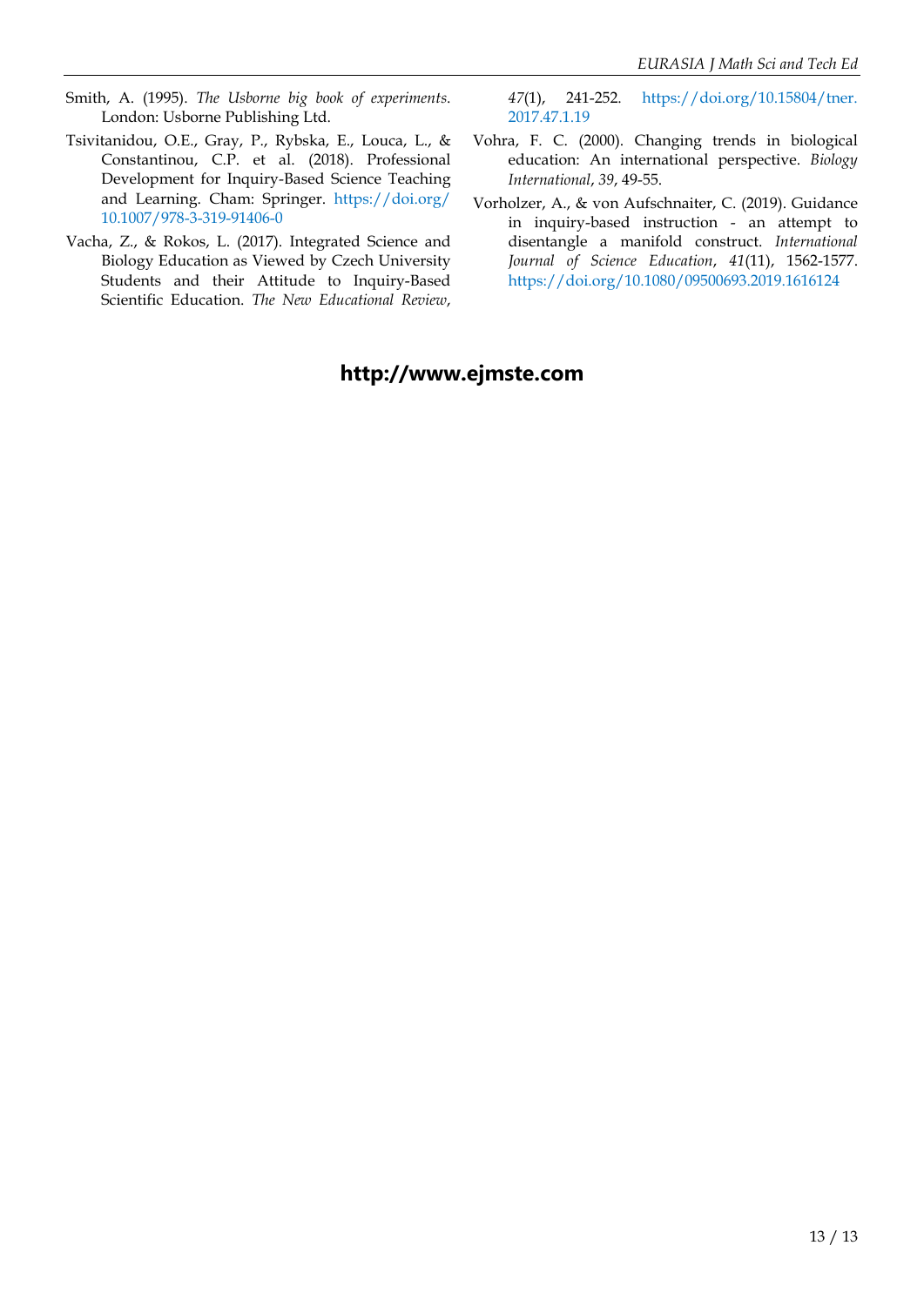Smith, A. (1995). *The Usborne big book of experiments*. London: Usborne Publishing Ltd.

Tsivitanidou, O.E., Gray, P., Rybska, E., Louca, L., & Constantinou, C.P. et al. (2018). Professional Development for Inquiry-Based Science Teaching and Learning. Cham: Springer. https://doi.org/10.1007/978-3-319-91406-0

Vacha, Z., & Rokos, L. (2017). Integrated Science and Biology Education as Viewed by Czech University Students and their Attitude to Inquiry-Based Scientific Education. *The New Educational Review*, *47*(1), 241-252. https://doi.org/10.15804/tner.2017.47.1.19

Vohra, F. C. (2000). Changing trends in biological education: An international perspective. *Biology International*, *39*, 49-55.

Vorholzer, A., & von Aufschnaiter, C. (2019). Guidance in inquiry-based instruction - an attempt to disentangle a manifold construct. *International Journal of Science Education*, *41*(11), 1562-1577. https://doi.org/10.1080/09500693.2019.1616124

**http://www.ejmste.com**